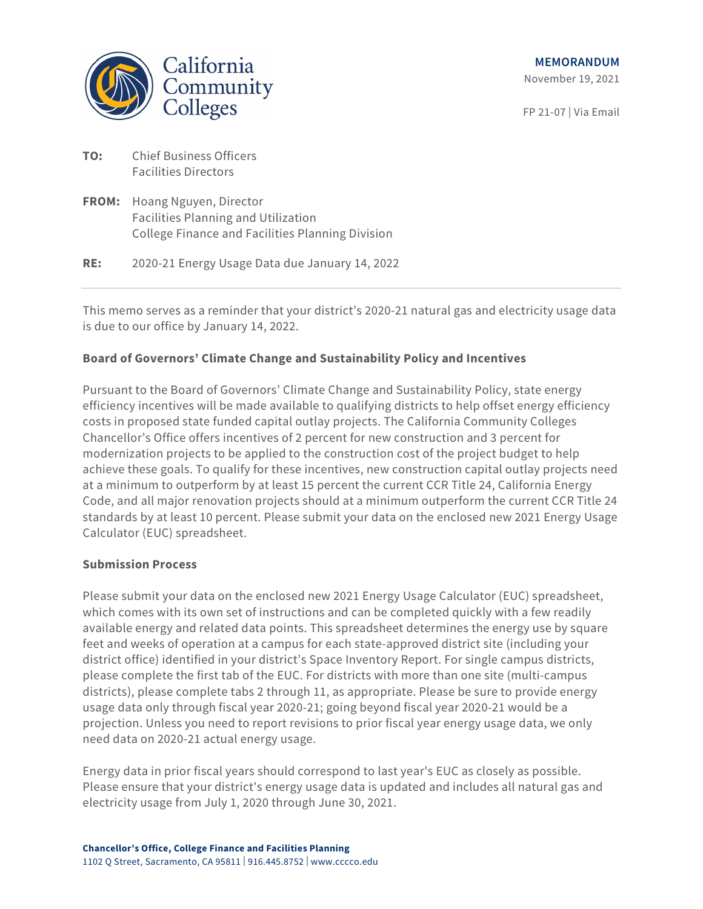California Community Colleges

**MEMORANDUM**

November 19, 2021

FP 21-07 | Via Email

**TO:** Chief Business Officers
Facilities Directors

**FROM:** Hoang Nguyen, Director
Facilities Planning and Utilization
College Finance and Facilities Planning Division

**RE:** 2020-21 Energy Usage Data due January 14, 2022

---

This memo serves as a reminder that your district's 2020-21 natural gas and electricity usage data is due to our office by January 14, 2022.

**Board of Governors' Climate Change and Sustainability Policy and Incentives**

Pursuant to the Board of Governors' Climate Change and Sustainability Policy, state energy efficiency incentives will be made available to qualifying districts to help offset energy efficiency costs in proposed state funded capital outlay projects. The California Community Colleges Chancellor's Office offers incentives of 2 percent for new construction and 3 percent for modernization projects to be applied to the construction cost of the project budget to help achieve these goals. To qualify for these incentives, new construction capital outlay projects need at a minimum to outperform by at least 15 percent the current CCR Title 24, California Energy Code, and all major renovation projects should at a minimum outperform the current CCR Title 24 standards by at least 10 percent. Please submit your data on the enclosed new 2021 Energy Usage Calculator (EUC) spreadsheet.

**Submission Process**

Please submit your data on the enclosed new 2021 Energy Usage Calculator (EUC) spreadsheet, which comes with its own set of instructions and can be completed quickly with a few readily available energy and related data points. This spreadsheet determines the energy use by square feet and weeks of operation at a campus for each state-approved district site (including your district office) identified in your district's Space Inventory Report. For single campus districts, please complete the first tab of the EUC. For districts with more than one site (multi-campus districts), please complete tabs 2 through 11, as appropriate. Please be sure to provide energy usage data only through fiscal year 2020-21; going beyond fiscal year 2020-21 would be a projection. Unless you need to report revisions to prior fiscal year energy usage data, we only need data on 2020-21 actual energy usage.

Energy data in prior fiscal years should correspond to last year's EUC as closely as possible. Please ensure that your district's energy usage data is updated and includes all natural gas and electricity usage from July 1, 2020 through June 30, 2021.

**Chancellor's Office, College Finance and Facilities Planning**
1102 Q Street, Sacramento, CA 95811 | 916.445.8752 | www.cccco.edu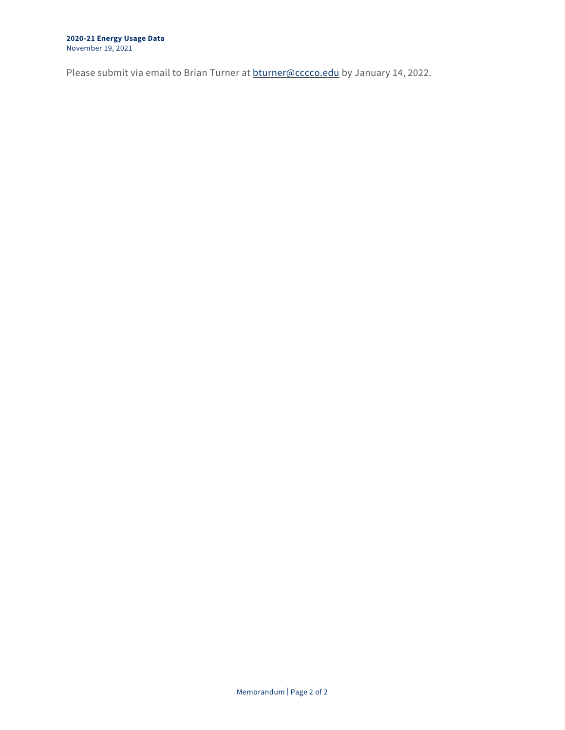Please submit via email to Brian Turner at [bturner@cccco.edu](mailto:bturner@cccco.edu) by January 14, 2022.